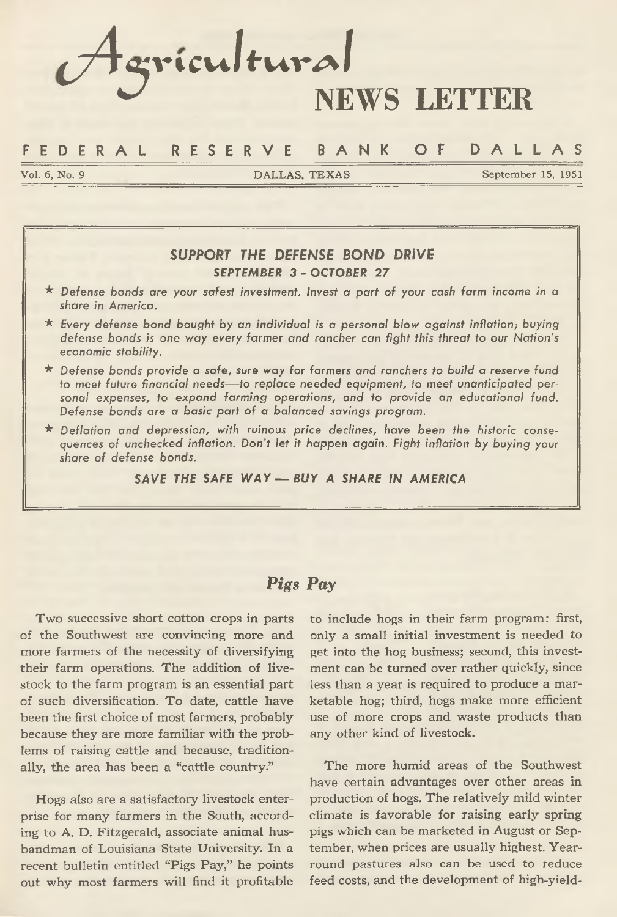# Agricultural NEWS LETTER

## FEDERAL RESERVE BANK OF DALLAS

Vol. 6, No. 9 | DALLAS, TEXAS | September 15, 1951

---

### *SUPPORT THE DEFENSE BOND DRIVE*
### *SEPTEMBER 3 - OCTOBER 27*

★ *Defense bonds are your safest investment. Invest a part of your cash farm income in a share in America.*

★ *Every defense bond bought by an individual is a personal blow against inflation; buying defense bonds is one way every farmer and rancher can fight this threat to our Nation's economic stability.*

★ *Defense bonds provide a safe, sure way for farmers and ranchers to build a reserve fund to meet future financial needs—to replace needed equipment, to meet unanticipated personal expenses, to expand farming operations, and to provide an educational fund. Defense bonds are a basic part of a balanced savings program.*

★ *Deflation and depression, with ruinous price declines, have been the historic consequences of unchecked inflation. Don't let it happen again. Fight inflation by buying your share of defense bonds.*

***SAVE THE SAFE WAY — BUY A SHARE IN AMERICA***

---

## *Pigs Pay*

Two successive short cotton crops in parts of the Southwest are convincing more and more farmers of the necessity of diversifying their farm operations. The addition of livestock to the farm program is an essential part of such diversification. To date, cattle have been the first choice of most farmers, probably because they are more familiar with the problems of raising cattle and because, traditionally, the area has been a "cattle country."

Hogs also are a satisfactory livestock enterprise for many farmers in the South, according to A. D. Fitzgerald, associate animal husbandman of Louisiana State University. In a recent bulletin entitled "Pigs Pay," he points out why most farmers will find it profitable to include hogs in their farm program: first, only a small initial investment is needed to get into the hog business; second, this investment can be turned over rather quickly, since less than a year is required to produce a marketable hog; third, hogs make more efficient use of more crops and waste products than any other kind of livestock.

The more humid areas of the Southwest have certain advantages over other areas in production of hogs. The relatively mild winter climate is favorable for raising early spring pigs which can be marketed in August or September, when prices are usually highest. Year-round pastures also can be used to reduce feed costs, and the development of high-yield-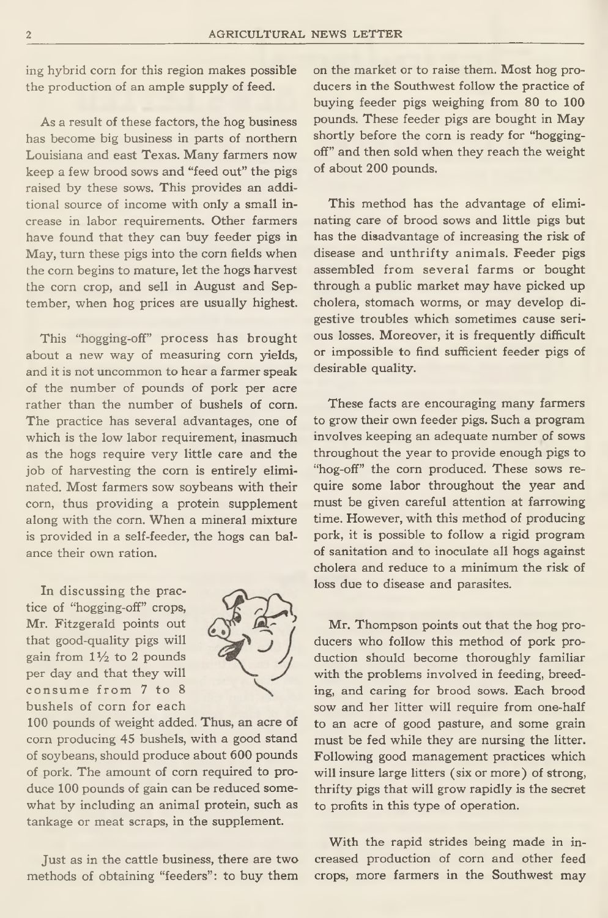ing hybrid corn for this region makes possible the production of an ample supply of feed.

As a result of these factors, the hog business has become big business in parts of northern Louisiana and east Texas. Many farmers now keep a few brood sows and "feed out" the pigs raised by these sows. This provides an additional source of income with only a small increase in labor requirements. Other farmers have found that they can buy feeder pigs in May, turn these pigs into the corn fields when the corn begins to mature, let the hogs harvest the corn crop, and sell in August and September, when hog prices are usually highest.

This "hogging-off" process has brought about a new way of measuring corn yields, and it is not uncommon to hear a farmer speak of the number of pounds of pork per acre rather than the number of bushels of corn. The practice has several advantages, one of which is the low labor requirement, inasmuch as the hogs require very little care and the job of harvesting the corn is entirely eliminated. Most farmers sow soybeans with their corn, thus providing a protein supplement along with the corn. When a mineral mixture is provided in a self-feeder, the hogs can balance their own ration.

In discussing the practice of "hogging-off" crops, Mr. Fitzgerald points out that good-quality pigs will gain from 1½ to 2 pounds per day and that they will consume from 7 to 8 bushels of corn for each 100 pounds of weight added. Thus, an acre of corn producing 45 bushels, with a good stand of soybeans, should produce about 600 pounds of pork. The amount of corn required to produce 100 pounds of gain can be reduced somewhat by including an animal protein, such as tankage or meat scraps, in the supplement.

Just as in the cattle business, there are two methods of obtaining "feeders": to buy them on the market or to raise them. Most hog producers in the Southwest follow the practice of buying feeder pigs weighing from 80 to 100 pounds. These feeder pigs are bought in May shortly before the corn is ready for "hogging-off" and then sold when they reach the weight of about 200 pounds.

This method has the advantage of eliminating care of brood sows and little pigs but has the disadvantage of increasing the risk of disease and unthrifty animals. Feeder pigs assembled from several farms or bought through a public market may have picked up cholera, stomach worms, or may develop digestive troubles which sometimes cause serious losses. Moreover, it is frequently difficult or impossible to find sufficient feeder pigs of desirable quality.

These facts are encouraging many farmers to grow their own feeder pigs. Such a program involves keeping an adequate number of sows throughout the year to provide enough pigs to "hog-off" the corn produced. These sows require some labor throughout the year and must be given careful attention at farrowing time. However, with this method of producing pork, it is possible to follow a rigid program of sanitation and to inoculate all hogs against cholera and reduce to a minimum the risk of loss due to disease and parasites.

Mr. Thompson points out that the hog producers who follow this method of pork production should become thoroughly familiar with the problems involved in feeding, breeding, and caring for brood sows. Each brood sow and her litter will require from one-half to an acre of good pasture, and some grain must be fed while they are nursing the litter. Following good management practices which will insure large litters (six or more) of strong, thrifty pigs that will grow rapidly is the secret to profits in this type of operation.

With the rapid strides being made in increased production of corn and other feed crops, more farmers in the Southwest may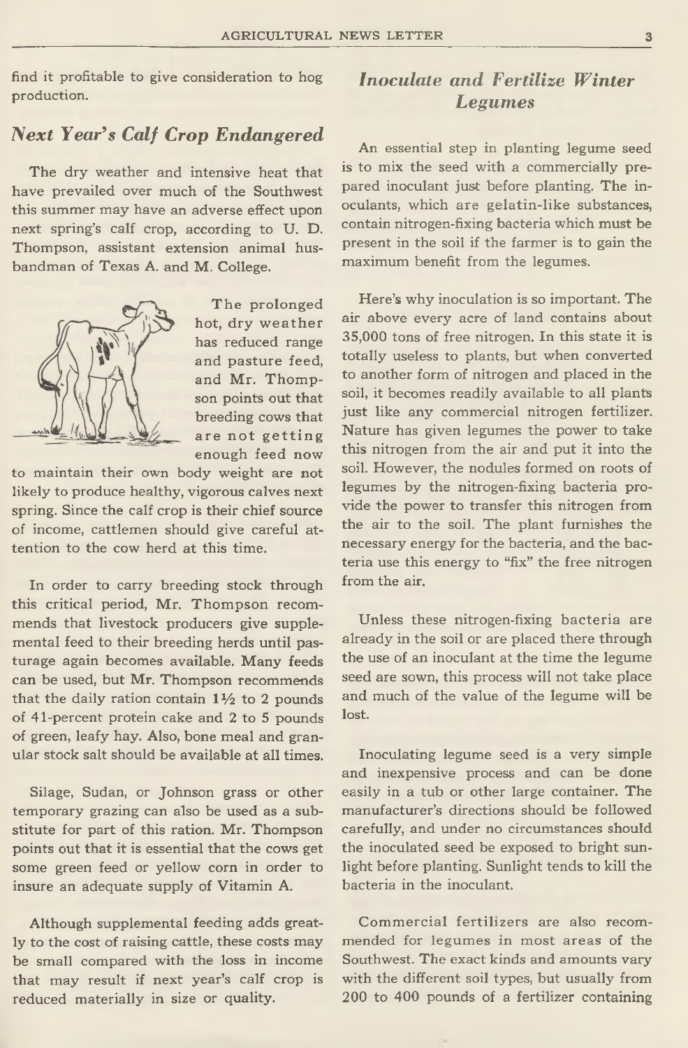find it profitable to give consideration to hog production.

## *Next Year's Calf Crop Endangered*

The dry weather and intensive heat that have prevailed over much of the Southwest this summer may have an adverse effect upon next spring's calf crop, according to U. D. Thompson, assistant extension animal husbandman of Texas A. and M. College.

The prolonged hot, dry weather has reduced range and pasture feed, and Mr. Thompson points out that breeding cows that are not getting enough feed now to maintain their own body weight are not likely to produce healthy, vigorous calves next spring. Since the calf crop is their chief source of income, cattlemen should give careful attention to the cow herd at this time.

In order to carry breeding stock through this critical period, Mr. Thompson recommends that livestock producers give supplemental feed to their breeding herds until pasturage again becomes available. Many feeds can be used, but Mr. Thompson recommends that the daily ration contain 1½ to 2 pounds of 41-percent protein cake and 2 to 5 pounds of green, leafy hay. Also, bone meal and granular stock salt should be available at all times.

Silage, Sudan, or Johnson grass or other temporary grazing can also be used as a substitute for part of this ration. Mr. Thompson points out that it is essential that the cows get some green feed or yellow corn in order to insure an adequate supply of Vitamin A.

Although supplemental feeding adds greatly to the cost of raising cattle, these costs may be small compared with the loss in income that may result if next year's calf crop is reduced materially in size or quality.

## *Inoculate and Fertilize Winter Legumes*

An essential step in planting legume seed is to mix the seed with a commercially prepared inoculant just before planting. The inoculants, which are gelatin-like substances, contain nitrogen-fixing bacteria which must be present in the soil if the farmer is to gain the maximum benefit from the legumes.

Here's why inoculation is so important. The air above every acre of land contains about 35,000 tons of free nitrogen. In this state it is totally useless to plants, but when converted to another form of nitrogen and placed in the soil, it becomes readily available to all plants just like any commercial nitrogen fertilizer. Nature has given legumes the power to take this nitrogen from the air and put it into the soil. However, the nodules formed on roots of legumes by the nitrogen-fixing bacteria provide the power to transfer this nitrogen from the air to the soil. The plant furnishes the necessary energy for the bacteria, and the bacteria use this energy to "fix" the free nitrogen from the air.

Unless these nitrogen-fixing bacteria are already in the soil or are placed there through the use of an inoculant at the time the legume seed are sown, this process will not take place and much of the value of the legume will be lost.

Inoculating legume seed is a very simple and inexpensive process and can be done easily in a tub or other large container. The manufacturer's directions should be followed carefully, and under no circumstances should the inoculated seed be exposed to bright sunlight before planting. Sunlight tends to kill the bacteria in the inoculant.

Commercial fertilizers are also recommended for legumes in most areas of the Southwest. The exact kinds and amounts vary with the different soil types, but usually from 200 to 400 pounds of a fertilizer containing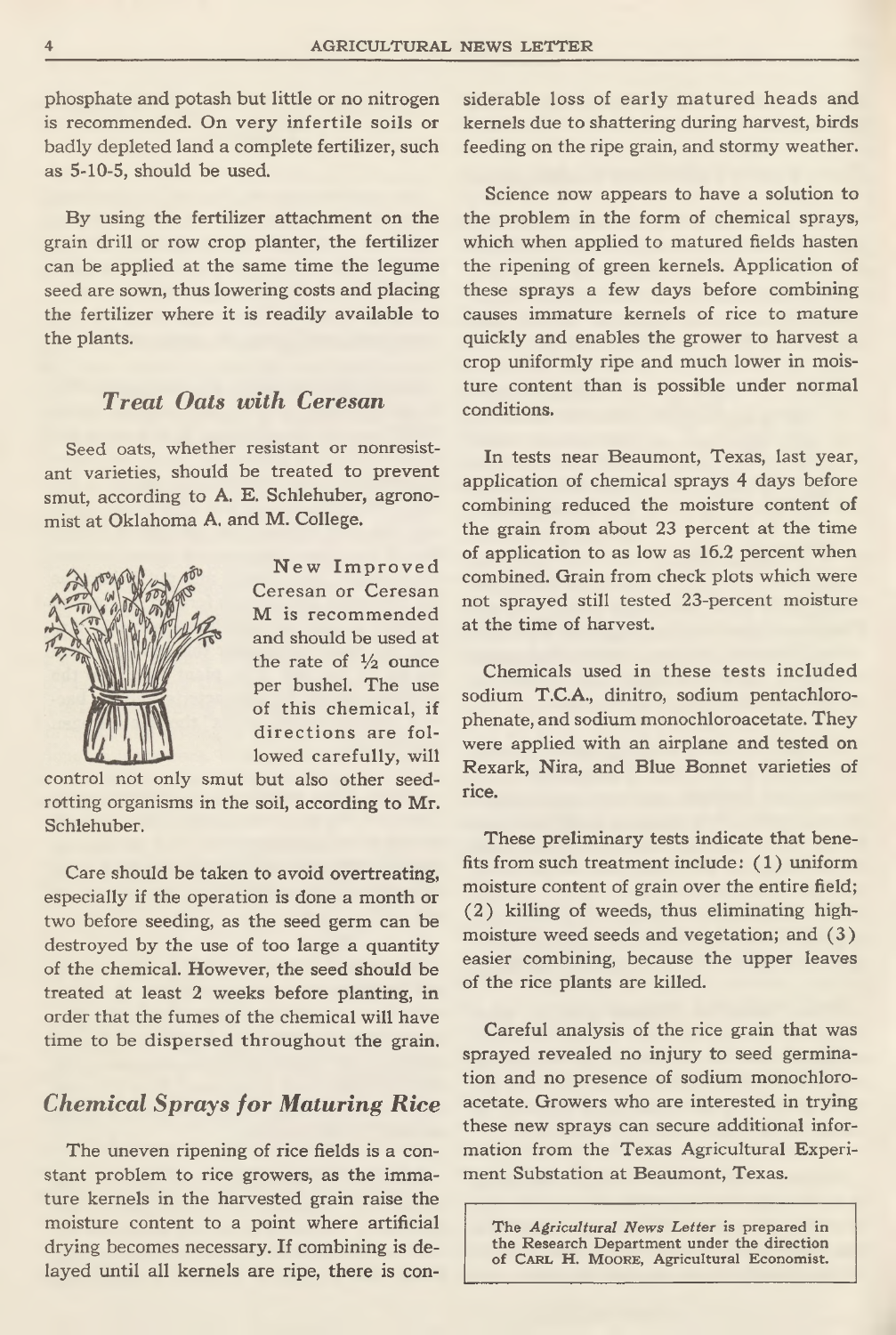phosphate and potash but little or no nitrogen is recommended. On very infertile soils or badly depleted land a complete fertilizer, such as 5-10-5, should be used.

By using the fertilizer attachment on the grain drill or row crop planter, the fertilizer can be applied at the same time the legume seed are sown, thus lowering costs and placing the fertilizer where it is readily available to the plants.

## *Treat Oats with Ceresan*

Seed oats, whether resistant or nonresistant varieties, should be treated to prevent smut, according to A. E. Schlehuber, agronomist at Oklahoma A. and M. College.

New Improved Ceresan or Ceresan M is recommended and should be used at the rate of ½ ounce per bushel. The use of this chemical, if directions are followed carefully, will control not only smut but also other seed-rotting organisms in the soil, according to Mr. Schlehuber.

Care should be taken to avoid overtreating, especially if the operation is done a month or two before seeding, as the seed germ can be destroyed by the use of too large a quantity of the chemical. However, the seed should be treated at least 2 weeks before planting, in order that the fumes of the chemical will have time to be dispersed throughout the grain.

## *Chemical Sprays for Maturing Rice*

The uneven ripening of rice fields is a constant problem to rice growers, as the immature kernels in the harvested grain raise the moisture content to a point where artificial drying becomes necessary. If combining is delayed until all kernels are ripe, there is considerable loss of early matured heads and kernels due to shattering during harvest, birds feeding on the ripe grain, and stormy weather.

Science now appears to have a solution to the problem in the form of chemical sprays, which when applied to matured fields hasten the ripening of green kernels. Application of these sprays a few days before combining causes immature kernels of rice to mature quickly and enables the grower to harvest a crop uniformly ripe and much lower in moisture content than is possible under normal conditions.

In tests near Beaumont, Texas, last year, application of chemical sprays 4 days before combining reduced the moisture content of the grain from about 23 percent at the time of application to as low as 16.2 percent when combined. Grain from check plots which were not sprayed still tested 23-percent moisture at the time of harvest.

Chemicals used in these tests included sodium T.C.A., dinitro, sodium pentachlorophenate, and sodium monochloroacetate. They were applied with an airplane and tested on Rexark, Nira, and Blue Bonnet varieties of rice.

These preliminary tests indicate that benefits from such treatment include: (1) uniform moisture content of grain over the entire field; (2) killing of weeds, thus eliminating high-moisture weed seeds and vegetation; and (3) easier combining, because the upper leaves of the rice plants are killed.

Careful analysis of the rice grain that was sprayed revealed no injury to seed germination and no presence of sodium monochloroacetate. Growers who are interested in trying these new sprays can secure additional information from the Texas Agricultural Experiment Substation at Beaumont, Texas.

The *Agricultural News Letter* is prepared in the Research Department under the direction of CARL H. MOORE, Agricultural Economist.